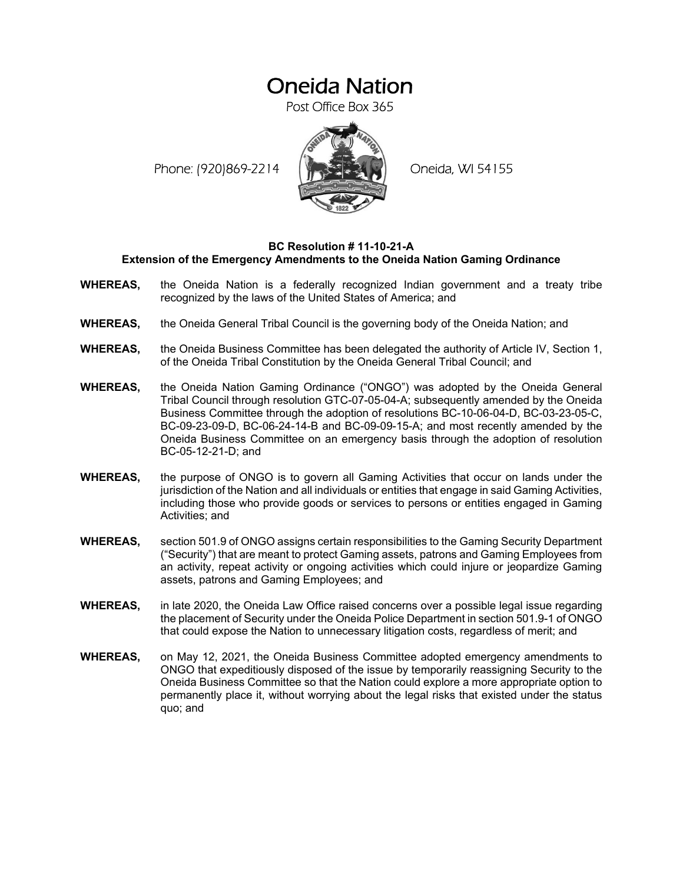# Oneida Nation

Post Office Box 365

Phone: (920)869-2214 Oneida, WI 54155

**BC Resolution # 11-10-21-A**
**Extension of the Emergency Amendments to the Oneida Nation Gaming Ordinance**

**WHEREAS,** the Oneida Nation is a federally recognized Indian government and a treaty tribe recognized by the laws of the United States of America; and

**WHEREAS,** the Oneida General Tribal Council is the governing body of the Oneida Nation; and

**WHEREAS,** the Oneida Business Committee has been delegated the authority of Article IV, Section 1, of the Oneida Tribal Constitution by the Oneida General Tribal Council; and

**WHEREAS,** the Oneida Nation Gaming Ordinance ("ONGO") was adopted by the Oneida General Tribal Council through resolution GTC-07-05-04-A; subsequently amended by the Oneida Business Committee through the adoption of resolutions BC-10-06-04-D, BC-03-23-05-C, BC-09-23-09-D, BC-06-24-14-B and BC-09-09-15-A; and most recently amended by the Oneida Business Committee on an emergency basis through the adoption of resolution BC-05-12-21-D; and

**WHEREAS,** the purpose of ONGO is to govern all Gaming Activities that occur on lands under the jurisdiction of the Nation and all individuals or entities that engage in said Gaming Activities, including those who provide goods or services to persons or entities engaged in Gaming Activities; and

**WHEREAS,** section 501.9 of ONGO assigns certain responsibilities to the Gaming Security Department ("Security") that are meant to protect Gaming assets, patrons and Gaming Employees from an activity, repeat activity or ongoing activities which could injure or jeopardize Gaming assets, patrons and Gaming Employees; and

**WHEREAS,** in late 2020, the Oneida Law Office raised concerns over a possible legal issue regarding the placement of Security under the Oneida Police Department in section 501.9-1 of ONGO that could expose the Nation to unnecessary litigation costs, regardless of merit; and

**WHEREAS,** on May 12, 2021, the Oneida Business Committee adopted emergency amendments to ONGO that expeditiously disposed of the issue by temporarily reassigning Security to the Oneida Business Committee so that the Nation could explore a more appropriate option to permanently place it, without worrying about the legal risks that existed under the status quo; and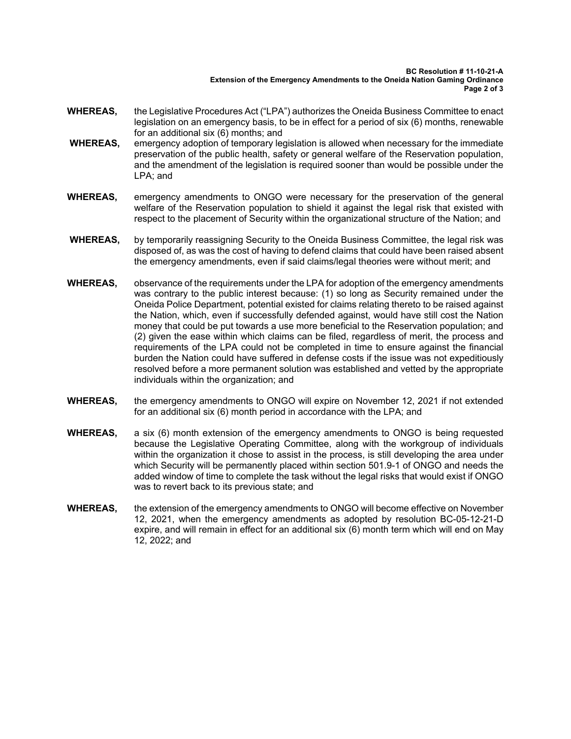**WHEREAS,** the Legislative Procedures Act ("LPA") authorizes the Oneida Business Committee to enact legislation on an emergency basis, to be in effect for a period of six (6) months, renewable for an additional six (6) months; and

**WHEREAS,** emergency adoption of temporary legislation is allowed when necessary for the immediate preservation of the public health, safety or general welfare of the Reservation population, and the amendment of the legislation is required sooner than would be possible under the LPA; and

**WHEREAS,** emergency amendments to ONGO were necessary for the preservation of the general welfare of the Reservation population to shield it against the legal risk that existed with respect to the placement of Security within the organizational structure of the Nation; and

**WHEREAS,** by temporarily reassigning Security to the Oneida Business Committee, the legal risk was disposed of, as was the cost of having to defend claims that could have been raised absent the emergency amendments, even if said claims/legal theories were without merit; and

**WHEREAS,** observance of the requirements under the LPA for adoption of the emergency amendments was contrary to the public interest because: (1) so long as Security remained under the Oneida Police Department, potential existed for claims relating thereto to be raised against the Nation, which, even if successfully defended against, would have still cost the Nation money that could be put towards a use more beneficial to the Reservation population; and (2) given the ease within which claims can be filed, regardless of merit, the process and requirements of the LPA could not be completed in time to ensure against the financial burden the Nation could have suffered in defense costs if the issue was not expeditiously resolved before a more permanent solution was established and vetted by the appropriate individuals within the organization; and

**WHEREAS,** the emergency amendments to ONGO will expire on November 12, 2021 if not extended for an additional six (6) month period in accordance with the LPA; and

**WHEREAS,** a six (6) month extension of the emergency amendments to ONGO is being requested because the Legislative Operating Committee, along with the workgroup of individuals within the organization it chose to assist in the process, is still developing the area under which Security will be permanently placed within section 501.9-1 of ONGO and needs the added window of time to complete the task without the legal risks that would exist if ONGO was to revert back to its previous state; and

**WHEREAS,** the extension of the emergency amendments to ONGO will become effective on November 12, 2021, when the emergency amendments as adopted by resolution BC-05-12-21-D expire, and will remain in effect for an additional six (6) month term which will end on May 12, 2022; and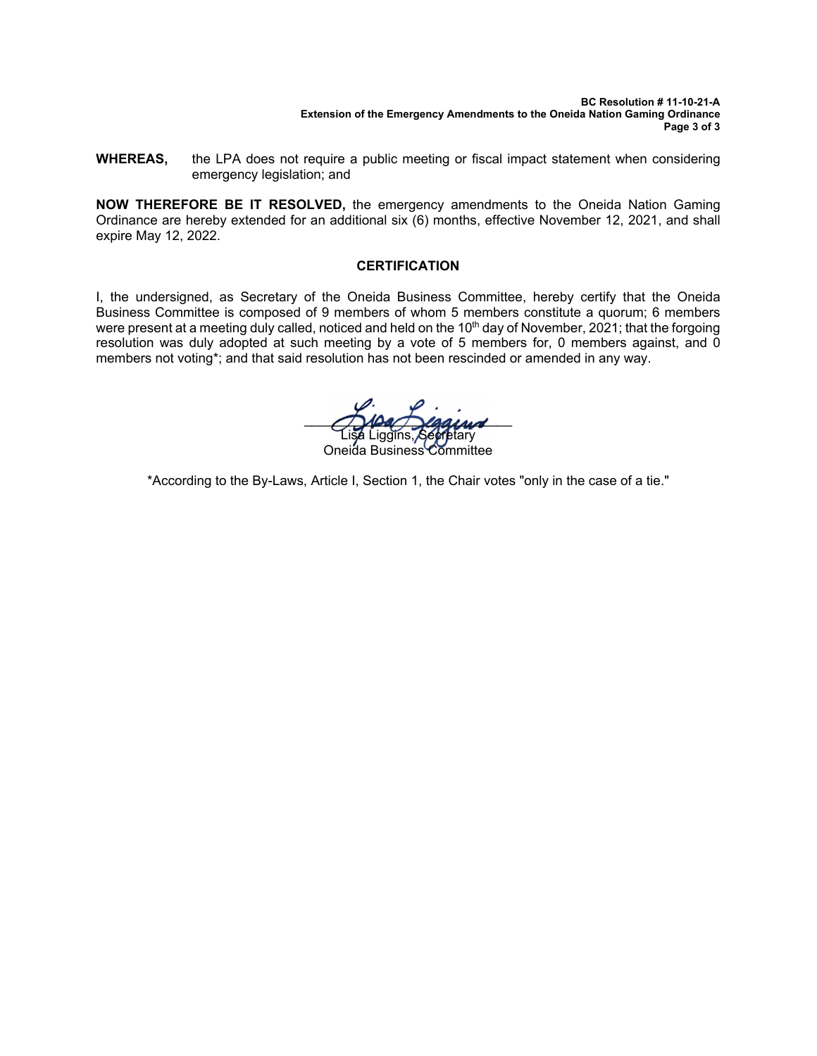**WHEREAS,** the LPA does not require a public meeting or fiscal impact statement when considering emergency legislation; and

**NOW THEREFORE BE IT RESOLVED,** the emergency amendments to the Oneida Nation Gaming Ordinance are hereby extended for an additional six (6) months, effective November 12, 2021, and shall expire May 12, 2022.

## CERTIFICATION

I, the undersigned, as Secretary of the Oneida Business Committee, hereby certify that the Oneida Business Committee is composed of 9 members of whom 5 members constitute a quorum; 6 members were present at a meeting duly called, noticed and held on the 10th day of November, 2021; that the forgoing resolution was duly adopted at such meeting by a vote of 5 members for, 0 members against, and 0 members not voting*; and that said resolution has not been rescinded or amended in any way.

Lisa Liggins, Secretary
Oneida Business Committee

*According to the By-Laws, Article I, Section 1, the Chair votes "only in the case of a tie."